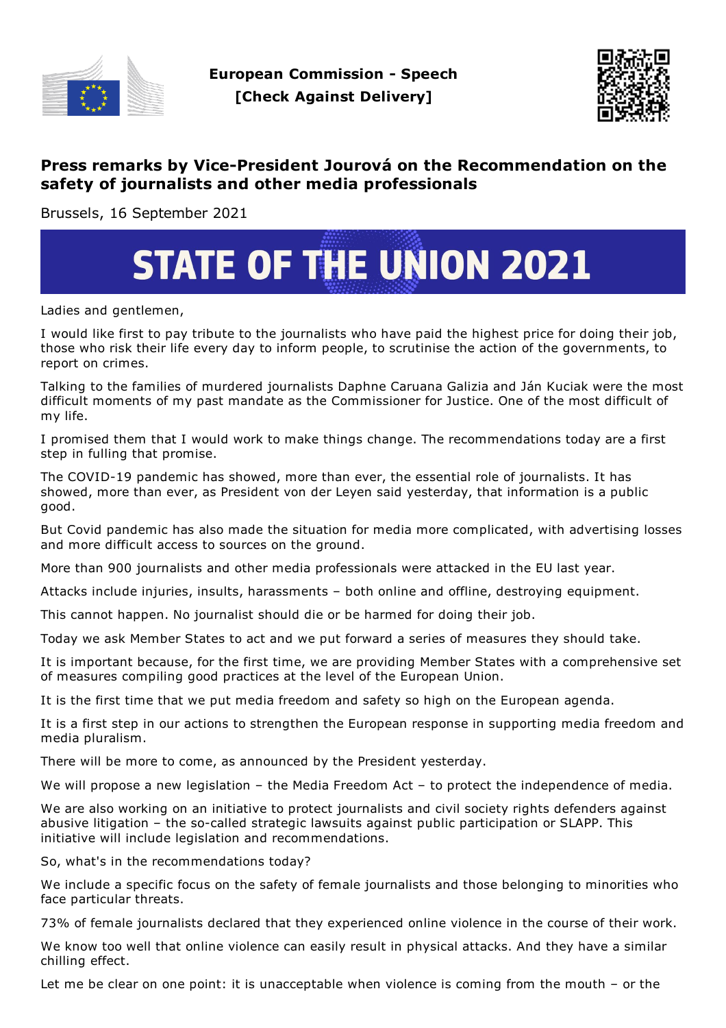**European Commission - Speech**
**[Check Against Delivery]**

# Press remarks by Vice-President Jourová on the Recommendation on the safety of journalists and other media professionals

Brussels, 16 September 2021

**STATE OF THE UNION 2021**

Ladies and gentlemen,

I would like first to pay tribute to the journalists who have paid the highest price for doing their job, those who risk their life every day to inform people, to scrutinise the action of the governments, to report on crimes.

Talking to the families of murdered journalists Daphne Caruana Galizia and Ján Kuciak were the most difficult moments of my past mandate as the Commissioner for Justice. One of the most difficult of my life.

I promised them that I would work to make things change. The recommendations today are a first step in fulling that promise.

The COVID-19 pandemic has showed, more than ever, the essential role of journalists. It has showed, more than ever, as President von der Leyen said yesterday, that information is a public good.

But Covid pandemic has also made the situation for media more complicated, with advertising losses and more difficult access to sources on the ground.

More than 900 journalists and other media professionals were attacked in the EU last year.

Attacks include injuries, insults, harassments – both online and offline, destroying equipment.

This cannot happen. No journalist should die or be harmed for doing their job.

Today we ask Member States to act and we put forward a series of measures they should take.

It is important because, for the first time, we are providing Member States with a comprehensive set of measures compiling good practices at the level of the European Union.

It is the first time that we put media freedom and safety so high on the European agenda.

It is a first step in our actions to strengthen the European response in supporting media freedom and media pluralism.

There will be more to come, as announced by the President yesterday.

We will propose a new legislation – the Media Freedom Act – to protect the independence of media.

We are also working on an initiative to protect journalists and civil society rights defenders against abusive litigation – the so-called strategic lawsuits against public participation or SLAPP. This initiative will include legislation and recommendations.

So, what's in the recommendations today?

We include a specific focus on the safety of female journalists and those belonging to minorities who face particular threats.

73% of female journalists declared that they experienced online violence in the course of their work.

We know too well that online violence can easily result in physical attacks. And they have a similar chilling effect.

Let me be clear on one point: it is unacceptable when violence is coming from the mouth – or the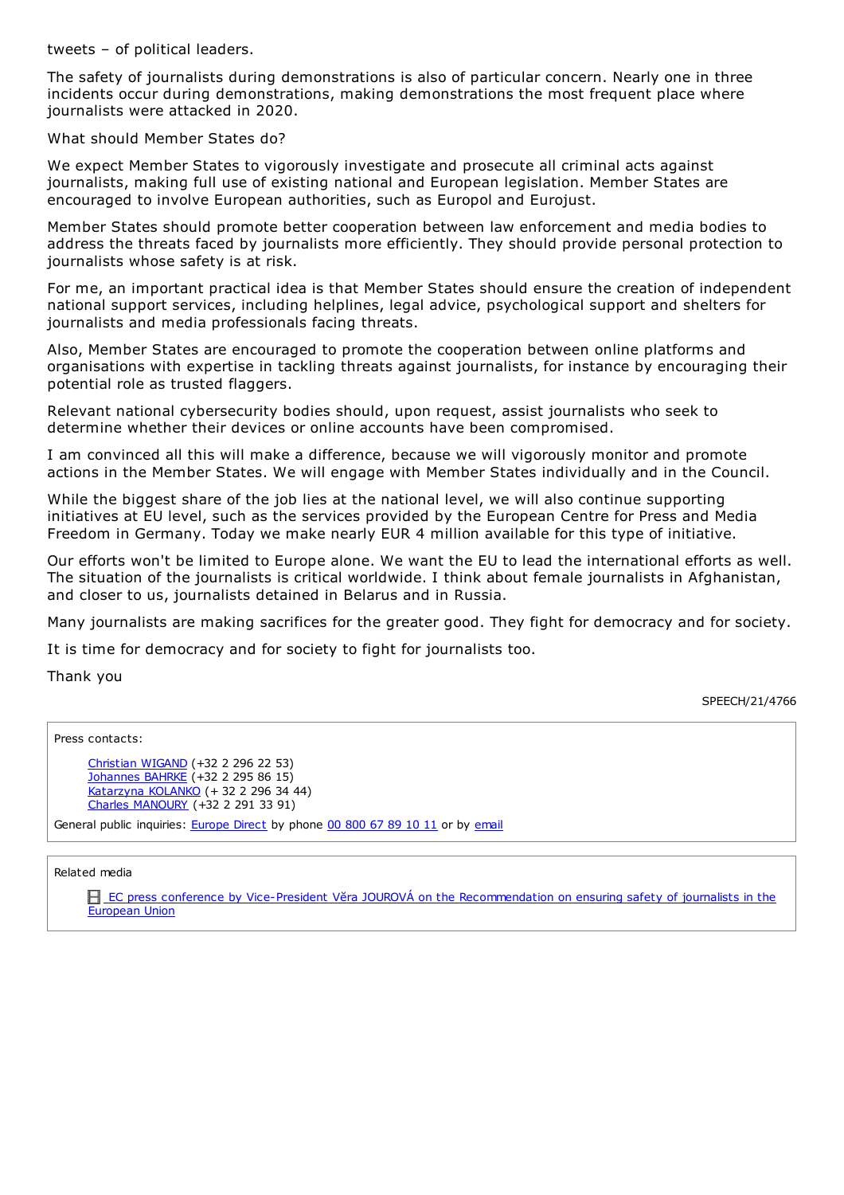tweets – of political leaders.

The safety of journalists during demonstrations is also of particular concern. Nearly one in three incidents occur during demonstrations, making demonstrations the most frequent place where journalists were attacked in 2020.

What should Member States do?

We expect Member States to vigorously investigate and prosecute all criminal acts against journalists, making full use of existing national and European legislation. Member States are encouraged to involve European authorities, such as Europol and Eurojust.

Member States should promote better cooperation between law enforcement and media bodies to address the threats faced by journalists more efficiently. They should provide personal protection to journalists whose safety is at risk.

For me, an important practical idea is that Member States should ensure the creation of independent national support services, including helplines, legal advice, psychological support and shelters for journalists and media professionals facing threats.

Also, Member States are encouraged to promote the cooperation between online platforms and organisations with expertise in tackling threats against journalists, for instance by encouraging their potential role as trusted flaggers.

Relevant national cybersecurity bodies should, upon request, assist journalists who seek to determine whether their devices or online accounts have been compromised.

I am convinced all this will make a difference, because we will vigorously monitor and promote actions in the Member States. We will engage with Member States individually and in the Council.

While the biggest share of the job lies at the national level, we will also continue supporting initiatives at EU level, such as the services provided by the European Centre for Press and Media Freedom in Germany. Today we make nearly EUR 4 million available for this type of initiative.

Our efforts won't be limited to Europe alone. We want the EU to lead the international efforts as well. The situation of the journalists is critical worldwide. I think about female journalists in Afghanistan, and closer to us, journalists detained in Belarus and in Russia.

Many journalists are making sacrifices for the greater good. They fight for democracy and for society.

It is time for democracy and for society to fight for journalists too.

Thank you

SPEECH/21/4766

Press contacts:

- Christian WIGAND (+32 2 296 22 53)
- Johannes BAHRKE (+32 2 295 86 15)
- Katarzyna KOLANKO (+ 32 2 296 34 44)
- Charles MANOURY (+32 2 291 33 91)

General public inquiries: Europe Direct by phone 00 800 67 89 10 11 or by email

Related media

- EC press conference by Vice-President Věra JOUROVÁ on the Recommendation on ensuring safety of journalists in the European Union